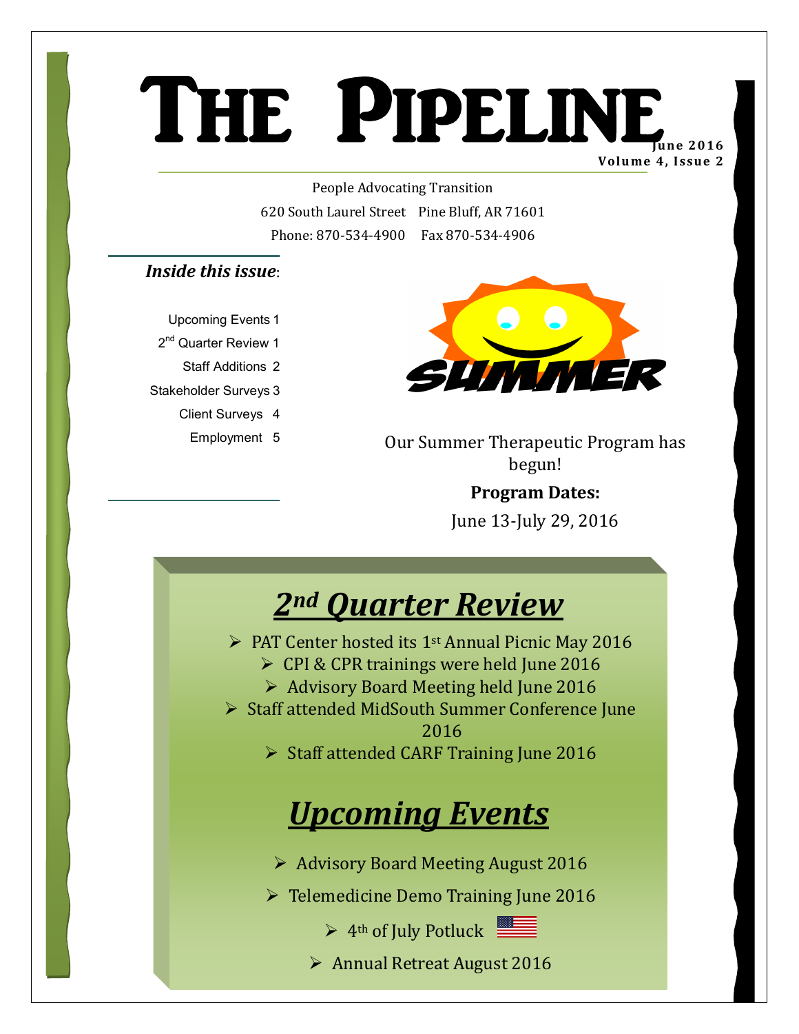# The Pipeline

**June 2016**
**Volume 4, Issue 2**

People Advocating Transition
620 South Laurel Street   Pine Bluff, AR 71601
Phone: 870-534-4900   Fax 870-534-4906

***Inside this issue*:**

| | |
|---|---|
| Upcoming Events | 1 |
| 2nd Quarter Review | 1 |
| Staff Additions | 2 |
| Stakeholder Surveys | 3 |
| Client Surveys | 4 |
| Employment | 5 |

SUMMER

Our Summer Therapeutic Program has begun!

**Program Dates:**

June 13-July 29, 2016

## 2nd Quarter Review

- PAT Center hosted its 1st Annual Picnic May 2016
- CPI & CPR trainings were held June 2016
- Advisory Board Meeting held June 2016
- Staff attended MidSouth Summer Conference June 2016
- Staff attended CARF Training June 2016

## Upcoming Events

- Advisory Board Meeting August 2016
- Telemedicine Demo Training June 2016
- 4th of July Potluck
- Annual Retreat August 2016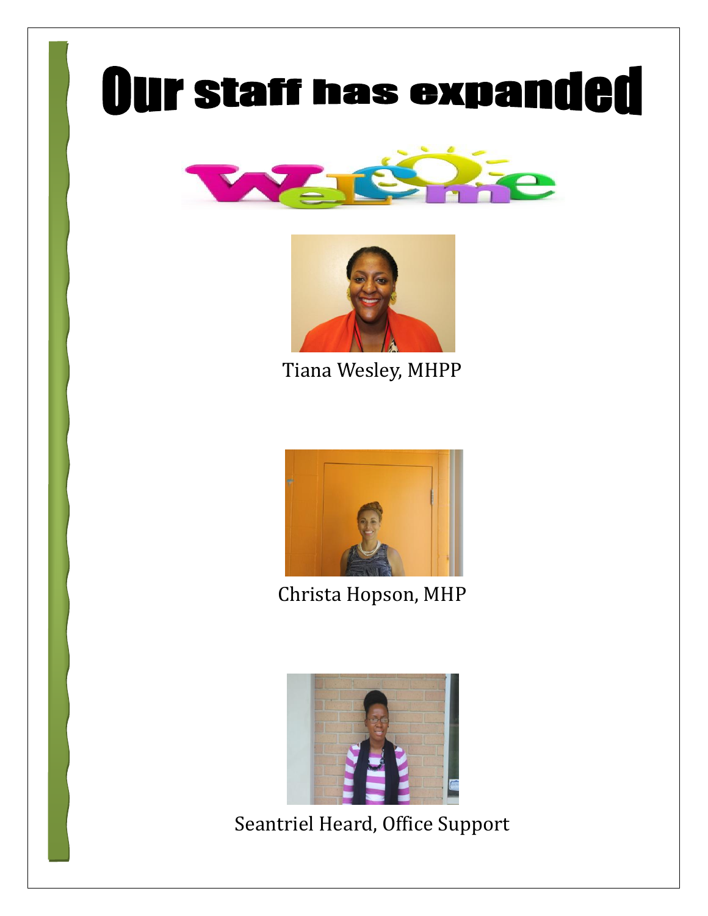# Our staff has expanded

Welcome

Tiana Wesley, MHPP

Christa Hopson, MHP

Seantriel Heard, Office Support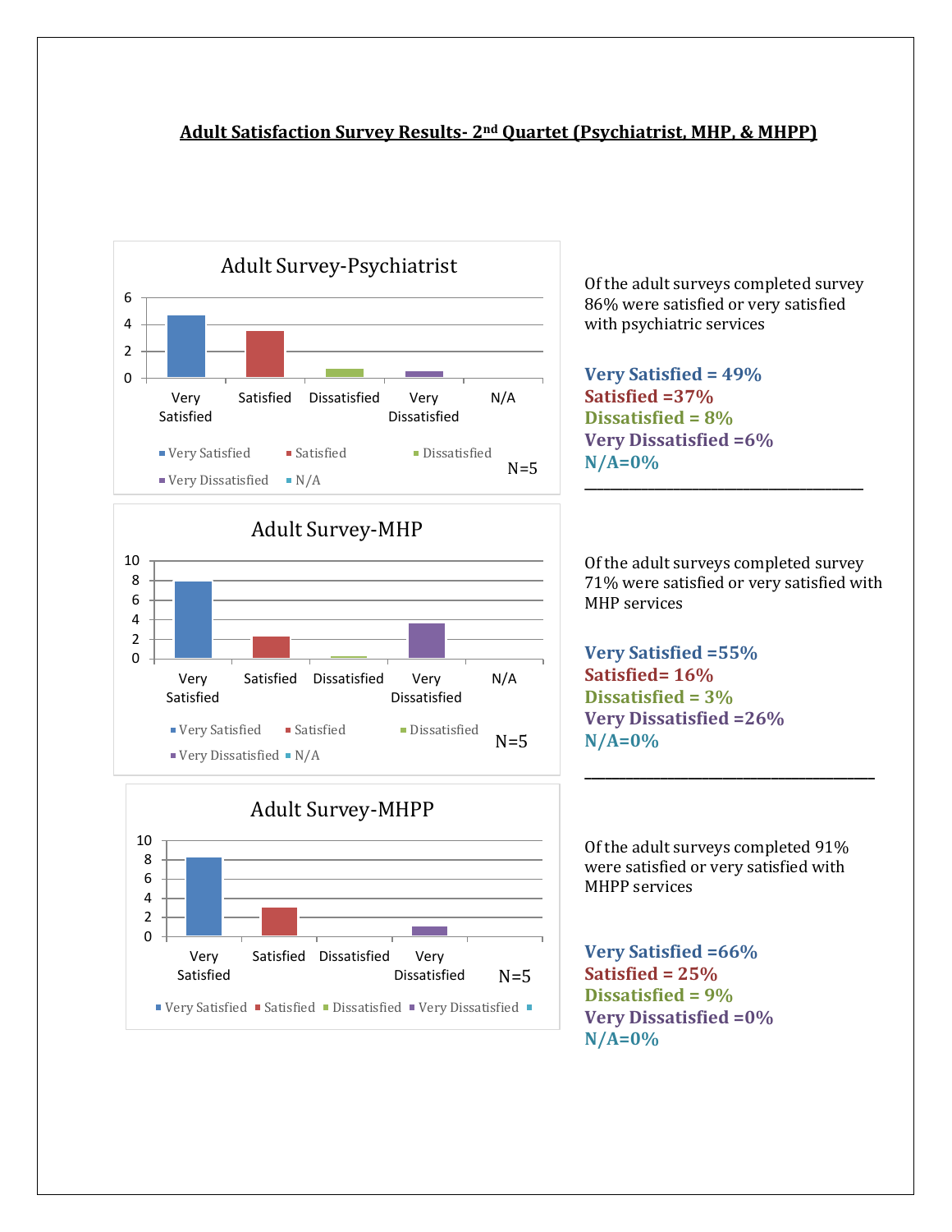# Adult Satisfaction Survey Results- 2nd Quartet (Psychiatrist, MHP, & MHPP)

## Adult Survey-Psychiatrist

N=5

Of the adult surveys completed survey 86% were satisfied or very satisfied with psychiatric services

**Very Satisfied = 49%**
**Satisfied =37%**
**Dissatisfied = 8%**
**Very Dissatisfied =6%**
**N/A=0%**

---

## Adult Survey-MHP

N=5

Of the adult surveys completed survey 71% were satisfied or very satisfied with MHP services

**Very Satisfied =55%**
**Satisfied= 16%**
**Dissatisfied = 3%**
**Very Dissatisfied =26%**
**N/A=0%**

---

## Adult Survey-MHPP

N=5

Of the adult surveys completed 91% were satisfied or very satisfied with MHPP services

**Very Satisfied =66%**
**Satisfied = 25%**
**Dissatisfied = 9%**
**Very Dissatisfied =0%**
**N/A=0%**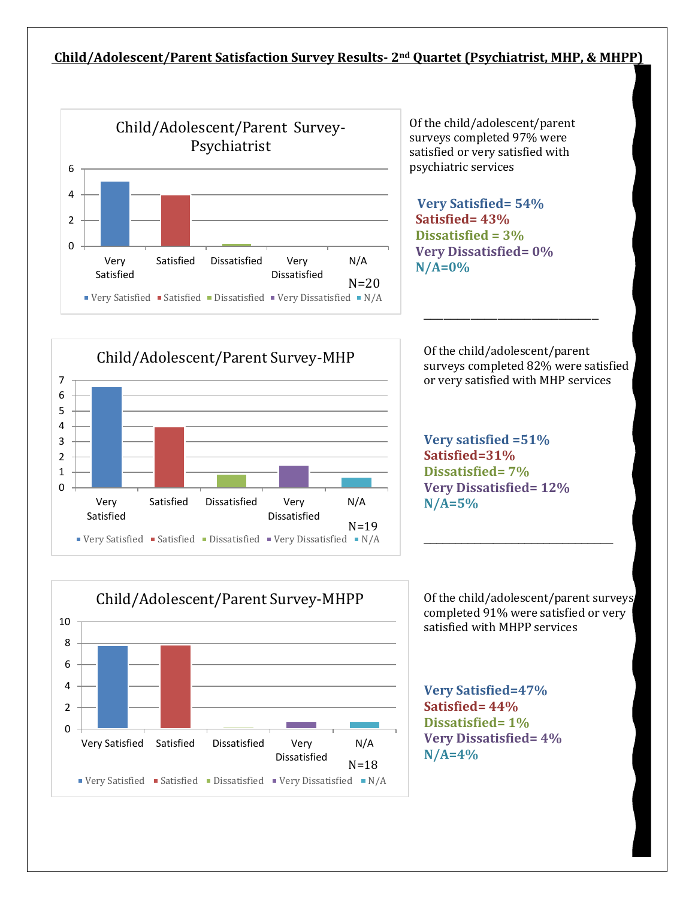## Child/Adolescent/Parent Satisfaction Survey Results- 2[nd] Quartet (Psychiatrist, MHP, & MHPP)

**Child/Adolescent/Parent Survey-Psychiatrist**

N=20

Of the child/adolescent/parent surveys completed 97% were satisfied or very satisfied with psychiatric services

**Very Satisfied= 54%**
**Satisfied= 43%**
**Dissatisfied = 3%**
**Very Dissatisfied= 0%**
**N/A=0%**

---

**Child/Adolescent/Parent Survey-MHP**

N=19

Of the child/adolescent/parent surveys completed 82% were satisfied or very satisfied with MHP services

**Very satisfied =51%**
**Satisfied=31%**
**Dissatisfied= 7%**
**Very Dissatisfied= 12%**
**N/A=5%**

---

**Child/Adolescent/Parent Survey-MHPP**

N=18

Of the child/adolescent/parent surveys completed 91% were satisfied or very satisfied with MHPP services

**Very Satisfied=47%**
**Satisfied= 44%**
**Dissatisfied= 1%**
**Very Dissatisfied= 4%**
**N/A=4%**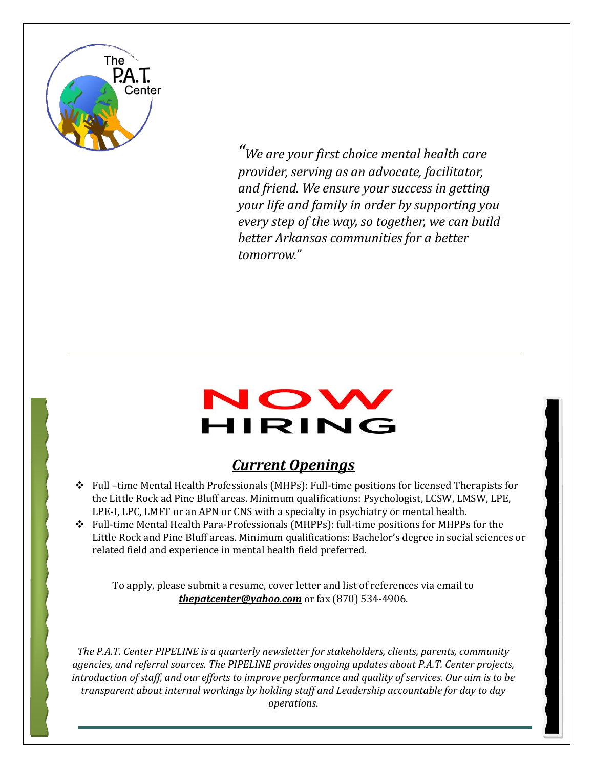The P.A.T. Center

*"We are your first choice mental health care provider, serving as an advocate, facilitator, and friend. We ensure your success in getting your life and family in order by supporting you every step of the way, so together, we can build better Arkansas communities for a better tomorrow."*

---

# NOW HIRING

## ***Current Openings***

- Full –time Mental Health Professionals (MHPs): Full-time positions for licensed Therapists for the Little Rock ad Pine Bluff areas. Minimum qualifications: Psychologist, LCSW, LMSW, LPE, LPE-I, LPC, LMFT or an APN or CNS with a specialty in psychiatry or mental health.
- Full-time Mental Health Para-Professionals (MHPPs): full-time positions for MHPPs for the Little Rock and Pine Bluff areas. Minimum qualifications: Bachelor's degree in social sciences or related field and experience in mental health field preferred.

To apply, please submit a resume, cover letter and list of references via email to ***thepatcenter@yahoo.com*** or fax (870) 534-4906.

*The P.A.T. Center PIPELINE is a quarterly newsletter for stakeholders, clients, parents, community agencies, and referral sources. The PIPELINE provides ongoing updates about P.A.T. Center projects, introduction of staff, and our efforts to improve performance and quality of services. Our aim is to be transparent about internal workings by holding staff and Leadership accountable for day to day operations.*